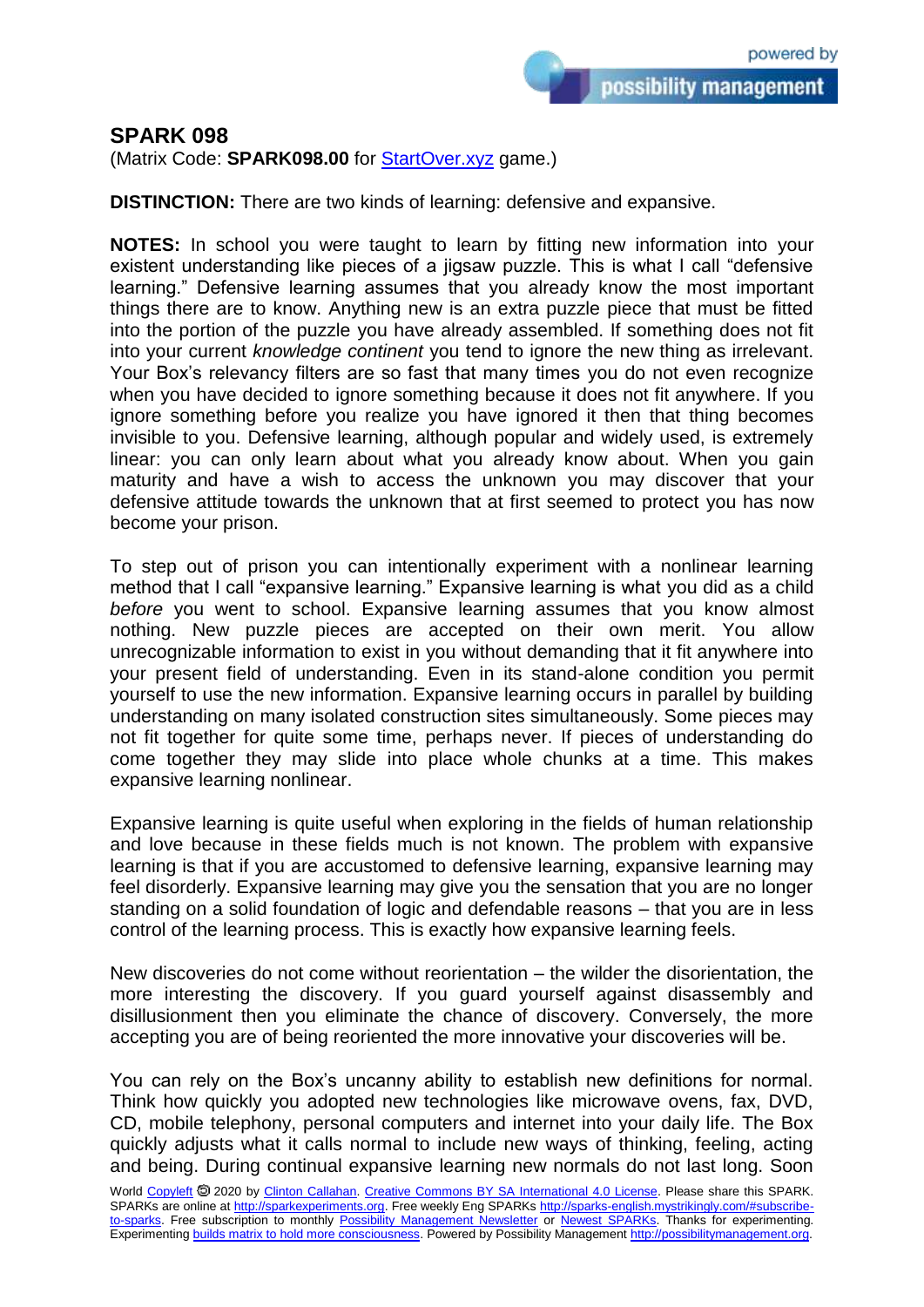## SPARK 098

(Matrix Code: **SPARK098.00** for StartOver.xyz game.)

**DISTINCTION:** There are two kinds of learning: defensive and expansive.

**NOTES:** In school you were taught to learn by fitting new information into your existent understanding like pieces of a jigsaw puzzle. This is what I call "defensive learning." Defensive learning assumes that you already know the most important things there are to know. Anything new is an extra puzzle piece that must be fitted into the portion of the puzzle you have already assembled. If something does not fit into your current *knowledge continent* you tend to ignore the new thing as irrelevant. Your Box's relevancy filters are so fast that many times you do not even recognize when you have decided to ignore something because it does not fit anywhere. If you ignore something before you realize you have ignored it then that thing becomes invisible to you. Defensive learning, although popular and widely used, is extremely linear: you can only learn about what you already know about. When you gain maturity and have a wish to access the unknown you may discover that your defensive attitude towards the unknown that at first seemed to protect you has now become your prison.

To step out of prison you can intentionally experiment with a nonlinear learning method that I call "expansive learning." Expansive learning is what you did as a child *before* you went to school. Expansive learning assumes that you know almost nothing. New puzzle pieces are accepted on their own merit. You allow unrecognizable information to exist in you without demanding that it fit anywhere into your present field of understanding. Even in its stand-alone condition you permit yourself to use the new information. Expansive learning occurs in parallel by building understanding on many isolated construction sites simultaneously. Some pieces may not fit together for quite some time, perhaps never. If pieces of understanding do come together they may slide into place whole chunks at a time. This makes expansive learning nonlinear.

Expansive learning is quite useful when exploring in the fields of human relationship and love because in these fields much is not known. The problem with expansive learning is that if you are accustomed to defensive learning, expansive learning may feel disorderly. Expansive learning may give you the sensation that you are no longer standing on a solid foundation of logic and defendable reasons – that you are in less control of the learning process. This is exactly how expansive learning feels.

New discoveries do not come without reorientation – the wilder the disorientation, the more interesting the discovery. If you guard yourself against disassembly and disillusionment then you eliminate the chance of discovery. Conversely, the more accepting you are of being reoriented the more innovative your discoveries will be.

You can rely on the Box's uncanny ability to establish new definitions for normal. Think how quickly you adopted new technologies like microwave ovens, fax, DVD, CD, mobile telephony, personal computers and internet into your daily life. The Box quickly adjusts what it calls normal to include new ways of thinking, feeling, acting and being. During continual expansive learning new normals do not last long. Soon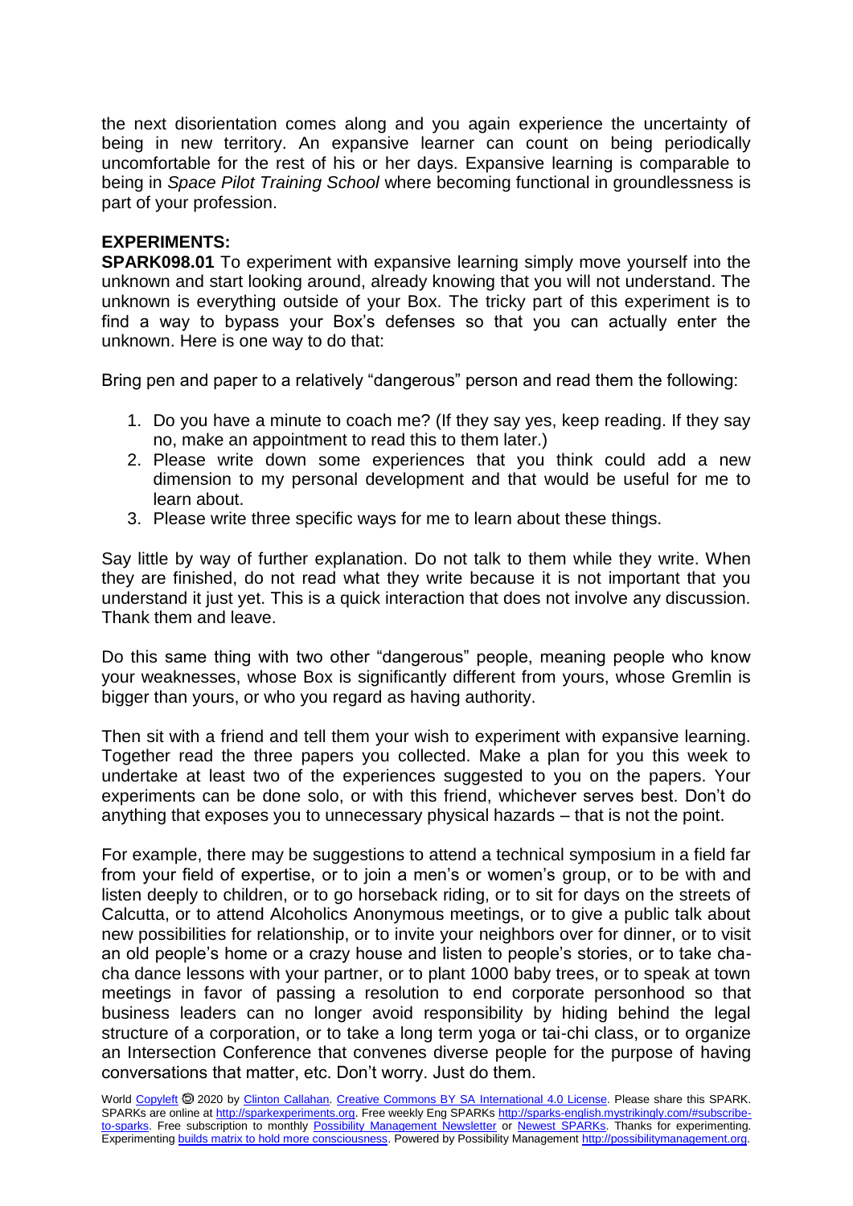the next disorientation comes along and you again experience the uncertainty of being in new territory. An expansive learner can count on being periodically uncomfortable for the rest of his or her days. Expansive learning is comparable to being in *Space Pilot Training School* where becoming functional in groundlessness is part of your profession.

**EXPERIMENTS:**

**SPARK098.01** To experiment with expansive learning simply move yourself into the unknown and start looking around, already knowing that you will not understand. The unknown is everything outside of your Box. The tricky part of this experiment is to find a way to bypass your Box's defenses so that you can actually enter the unknown. Here is one way to do that:

Bring pen and paper to a relatively "dangerous" person and read them the following:

1. Do you have a minute to coach me? (If they say yes, keep reading. If they say no, make an appointment to read this to them later.)
2. Please write down some experiences that you think could add a new dimension to my personal development and that would be useful for me to learn about.
3. Please write three specific ways for me to learn about these things.

Say little by way of further explanation. Do not talk to them while they write. When they are finished, do not read what they write because it is not important that you understand it just yet. This is a quick interaction that does not involve any discussion. Thank them and leave.

Do this same thing with two other "dangerous" people, meaning people who know your weaknesses, whose Box is significantly different from yours, whose Gremlin is bigger than yours, or who you regard as having authority.

Then sit with a friend and tell them your wish to experiment with expansive learning. Together read the three papers you collected. Make a plan for you this week to undertake at least two of the experiences suggested to you on the papers. Your experiments can be done solo, or with this friend, whichever serves best. Don't do anything that exposes you to unnecessary physical hazards – that is not the point.

For example, there may be suggestions to attend a technical symposium in a field far from your field of expertise, or to join a men's or women's group, or to be with and listen deeply to children, or to go horseback riding, or to sit for days on the streets of Calcutta, or to attend Alcoholics Anonymous meetings, or to give a public talk about new possibilities for relationship, or to invite your neighbors over for dinner, or to visit an old people's home or a crazy house and listen to people's stories, or to take cha-cha dance lessons with your partner, or to plant 1000 baby trees, or to speak at town meetings in favor of passing a resolution to end corporate personhood so that business leaders can no longer avoid responsibility by hiding behind the legal structure of a corporation, or to take a long term yoga or tai-chi class, or to organize an Intersection Conference that convenes diverse people for the purpose of having conversations that matter, etc. Don't worry. Just do them.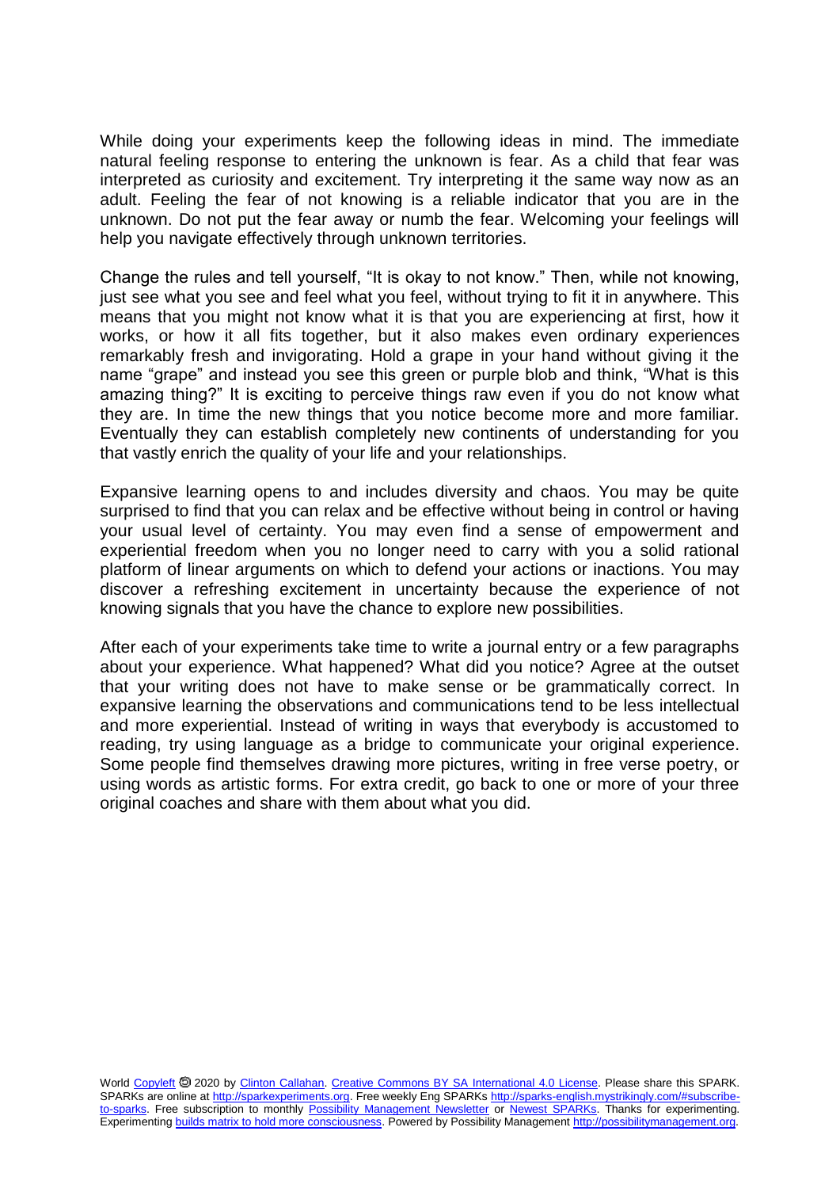While doing your experiments keep the following ideas in mind. The immediate natural feeling response to entering the unknown is fear. As a child that fear was interpreted as curiosity and excitement. Try interpreting it the same way now as an adult. Feeling the fear of not knowing is a reliable indicator that you are in the unknown. Do not put the fear away or numb the fear. Welcoming your feelings will help you navigate effectively through unknown territories.

Change the rules and tell yourself, “It is okay to not know.” Then, while not knowing, just see what you see and feel what you feel, without trying to fit it in anywhere. This means that you might not know what it is that you are experiencing at first, how it works, or how it all fits together, but it also makes even ordinary experiences remarkably fresh and invigorating. Hold a grape in your hand without giving it the name “grape” and instead you see this green or purple blob and think, “What is this amazing thing?” It is exciting to perceive things raw even if you do not know what they are. In time the new things that you notice become more and more familiar. Eventually they can establish completely new continents of understanding for you that vastly enrich the quality of your life and your relationships.

Expansive learning opens to and includes diversity and chaos. You may be quite surprised to find that you can relax and be effective without being in control or having your usual level of certainty. You may even find a sense of empowerment and experiential freedom when you no longer need to carry with you a solid rational platform of linear arguments on which to defend your actions or inactions. You may discover a refreshing excitement in uncertainty because the experience of not knowing signals that you have the chance to explore new possibilities.

After each of your experiments take time to write a journal entry or a few paragraphs about your experience. What happened? What did you notice? Agree at the outset that your writing does not have to make sense or be grammatically correct. In expansive learning the observations and communications tend to be less intellectual and more experiential. Instead of writing in ways that everybody is accustomed to reading, try using language as a bridge to communicate your original experience. Some people find themselves drawing more pictures, writing in free verse poetry, or using words as artistic forms. For extra credit, go back to one or more of your three original coaches and share with them about what you did.

World Copyleft 🄯 2020 by Clinton Callahan. Creative Commons BY SA International 4.0 License. Please share this SPARK. SPARKs are online at http://sparkexperiments.org. Free weekly Eng SPARKs http://sparks-english.mystrikingly.com/#subscribe-to-sparks. Free subscription to monthly Possibility Management Newsletter or Newest SPARKs. Thanks for experimenting. Experimenting builds matrix to hold more consciousness. Powered by Possibility Management http://possibilitymanagement.org.